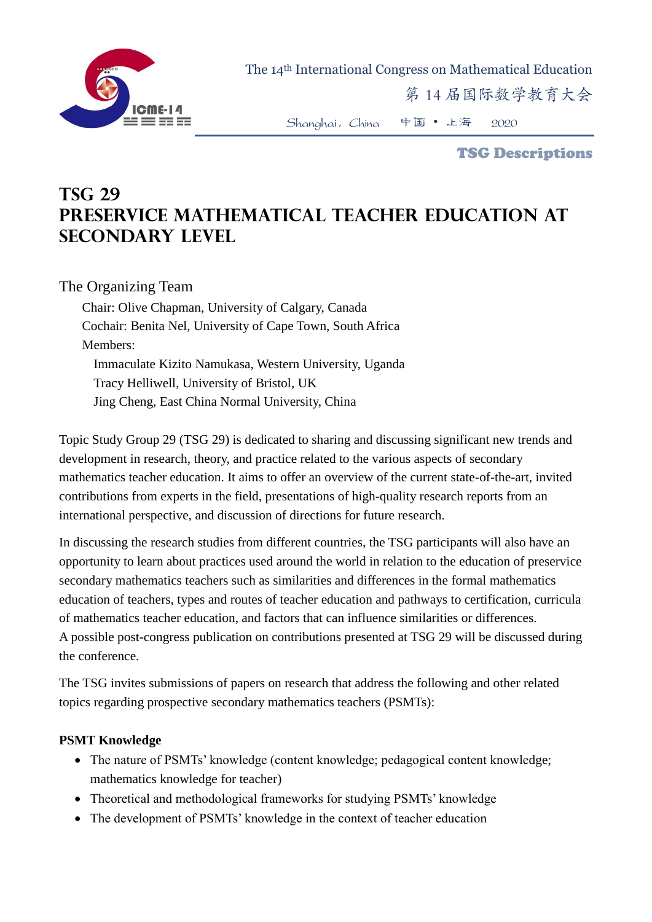# TSG 29
# Preservice Mathematical Teacher Education at Secondary Level

The Organizing Team

Chair: Olive Chapman, University of Calgary, Canada
Cochair: Benita Nel, University of Cape Town, South Africa
Members:
Immaculate Kizito Namukasa, Western University, Uganda
Tracy Helliwell, University of Bristol, UK
Jing Cheng, East China Normal University, China

Topic Study Group 29 (TSG 29) is dedicated to sharing and discussing significant new trends and development in research, theory, and practice related to the various aspects of secondary mathematics teacher education. It aims to offer an overview of the current state-of-the-art, invited contributions from experts in the field, presentations of high-quality research reports from an international perspective, and discussion of directions for future research.

In discussing the research studies from different countries, the TSG participants will also have an opportunity to learn about practices used around the world in relation to the education of preservice secondary mathematics teachers such as similarities and differences in the formal mathematics education of teachers, types and routes of teacher education and pathways to certification, curricula of mathematics teacher education, and factors that can influence similarities or differences. A possible post-congress publication on contributions presented at TSG 29 will be discussed during the conference.

The TSG invites submissions of papers on research that address the following and other related topics regarding prospective secondary mathematics teachers (PSMTs):

**PSMT Knowledge**

- The nature of PSMTs' knowledge (content knowledge; pedagogical content knowledge; mathematics knowledge for teacher)
- Theoretical and methodological frameworks for studying PSMTs' knowledge
- The development of PSMTs' knowledge in the context of teacher education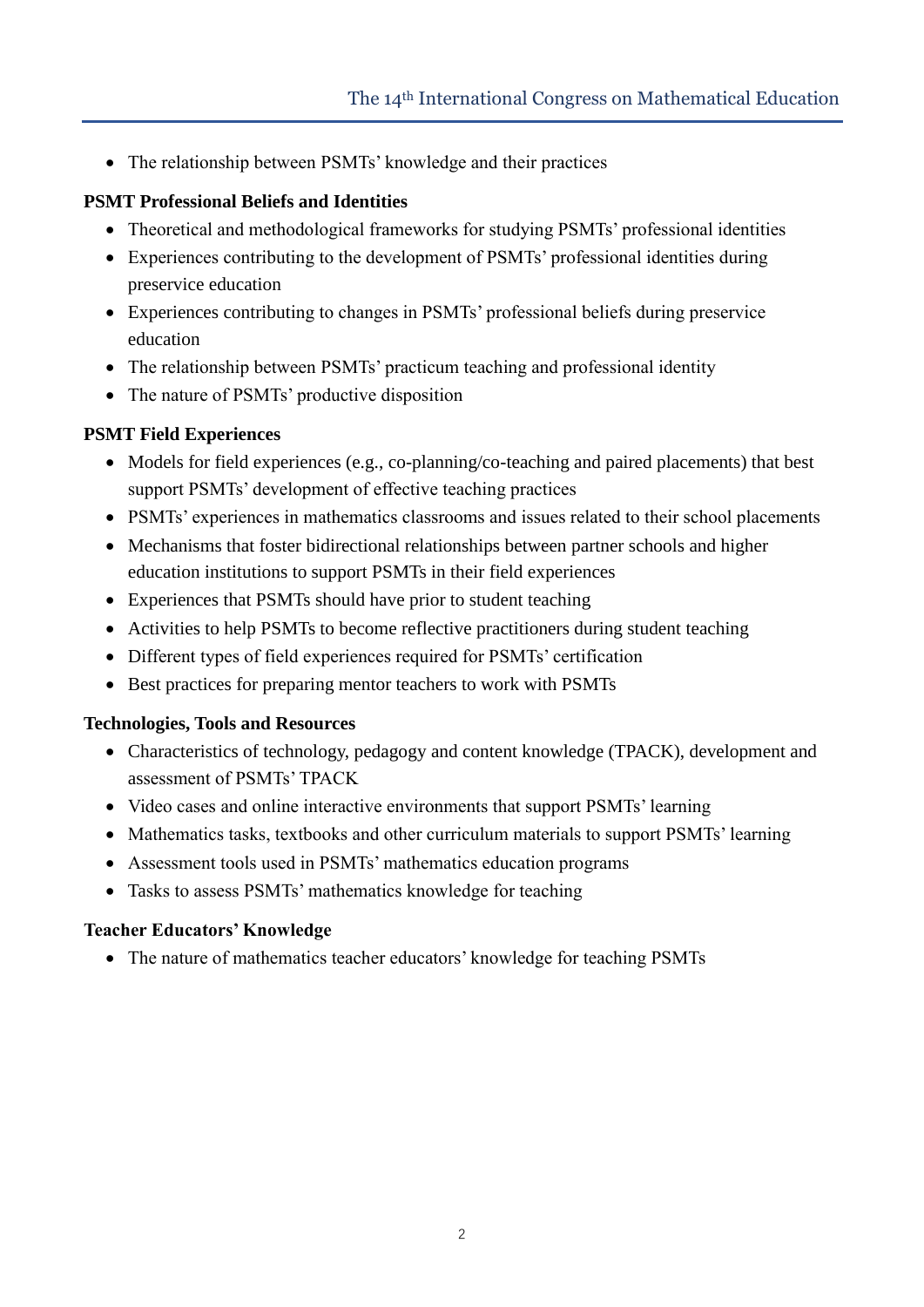- The relationship between PSMTs' knowledge and their practices

**PSMT Professional Beliefs and Identities**

- Theoretical and methodological frameworks for studying PSMTs' professional identities
- Experiences contributing to the development of PSMTs' professional identities during preservice education
- Experiences contributing to changes in PSMTs' professional beliefs during preservice education
- The relationship between PSMTs' practicum teaching and professional identity
- The nature of PSMTs' productive disposition

**PSMT Field Experiences**

- Models for field experiences (e.g., co-planning/co-teaching and paired placements) that best support PSMTs' development of effective teaching practices
- PSMTs' experiences in mathematics classrooms and issues related to their school placements
- Mechanisms that foster bidirectional relationships between partner schools and higher education institutions to support PSMTs in their field experiences
- Experiences that PSMTs should have prior to student teaching
- Activities to help PSMTs to become reflective practitioners during student teaching
- Different types of field experiences required for PSMTs' certification
- Best practices for preparing mentor teachers to work with PSMTs

**Technologies, Tools and Resources**

- Characteristics of technology, pedagogy and content knowledge (TPACK), development and assessment of PSMTs' TPACK
- Video cases and online interactive environments that support PSMTs' learning
- Mathematics tasks, textbooks and other curriculum materials to support PSMTs' learning
- Assessment tools used in PSMTs' mathematics education programs
- Tasks to assess PSMTs' mathematics knowledge for teaching

**Teacher Educators' Knowledge**

- The nature of mathematics teacher educators' knowledge for teaching PSMTs